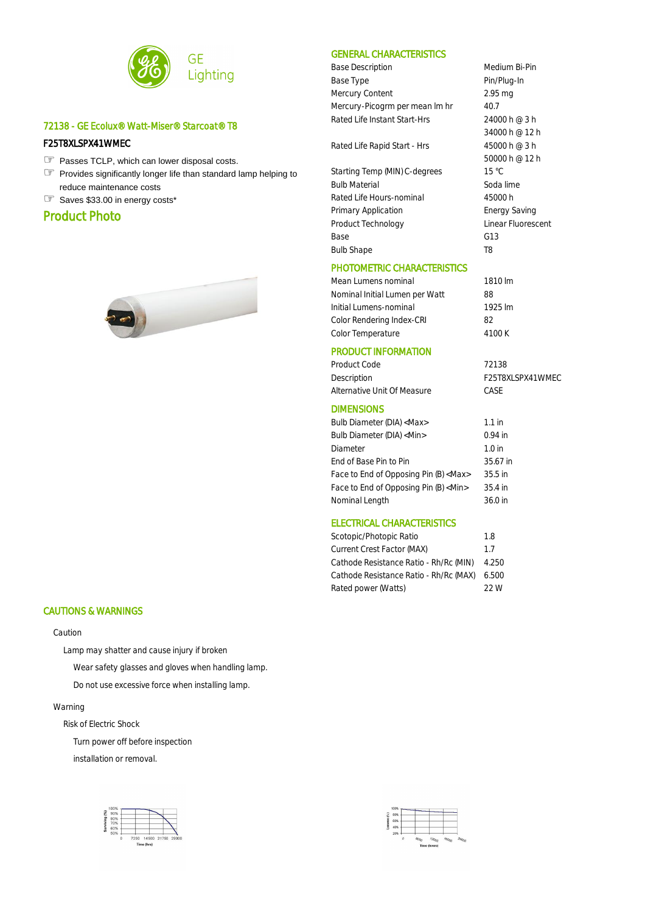GE Lighting

## 72138 - GE Ecolux® Watt-Miser® Starcoat® T8

**F25T8XLSPX41WMEC**

- Passes TCLP, which can lower disposal costs.
- Provides significantly longer life than standard lamp helping to reduce maintenance costs
- Saves $33.00 in energy costs*

## Product Photo

## GENERAL CHARACTERISTICS

| | |
|---|---|
| Base Description | Medium Bi-Pin |
| Base Type | Pin/Plug-In |
| Mercury Content | 2.95 mg |
| Mercury-Picogrm per mean lm hr | 40.7 |
| Rated Life Instant Start-Hrs | 24000 h @ 3 h<br>34000 h @ 12 h |
| Rated Life Rapid Start - Hrs | 45000 h @ 3 h<br>50000 h @ 12 h |
| Starting Temp (MIN) C-degrees | 15 °C |
| Bulb Material | Soda lime |
| Rated Life Hours-nominal | 45000 h |
| Primary Application | Energy Saving |
| Product Technology | Linear Fluorescent |
| Base | G13 |
| Bulb Shape | T8 |

## PHOTOMETRIC CHARACTERISTICS

| | |
|---|---|
| Mean Lumens nominal | 1810 lm |
| Nominal Initial Lumen per Watt | 88 |
| Initial Lumens-nominal | 1925 lm |
| Color Rendering Index-CRI | 82 |
| Color Temperature | 4100 K |

## PRODUCT INFORMATION

| | |
|---|---|
| Product Code | 72138 |
| Description | F25T8XLSPX41WMEC |
| Alternative Unit Of Measure | CASE |

## DIMENSIONS

| | |
|---|---|
| Bulb Diameter (DIA) <Max> | 1.1 in |
| Bulb Diameter (DIA) <Min> | 0.94 in |
| Diameter | 1.0 in |
| End of Base Pin to Pin | 35.67 in |
| Face to End of Opposing Pin (B) <Max> | 35.5 in |
| Face to End of Opposing Pin (B) <Min> | 35.4 in |
| Nominal Length | 36.0 in |

## ELECTRICAL CHARACTERISTICS

| | |
|---|---|
| Scotopic/Photopic Ratio | 1.8 |
| Current Crest Factor (MAX) | 1.7 |
| Cathode Resistance Ratio - Rh/Rc (MIN) | 4.250 |
| Cathode Resistance Ratio - Rh/Rc (MAX) | 6.500 |
| Rated power (Watts) | 22 W |

## CAUTIONS & WARNINGS

Caution

Lamp may shatter and cause injury if broken

Wear safety glasses and gloves when handling lamp.

Do not use excessive force when installing lamp.

Warning

Risk of Electric Shock

Turn power off before inspection

installation or removal.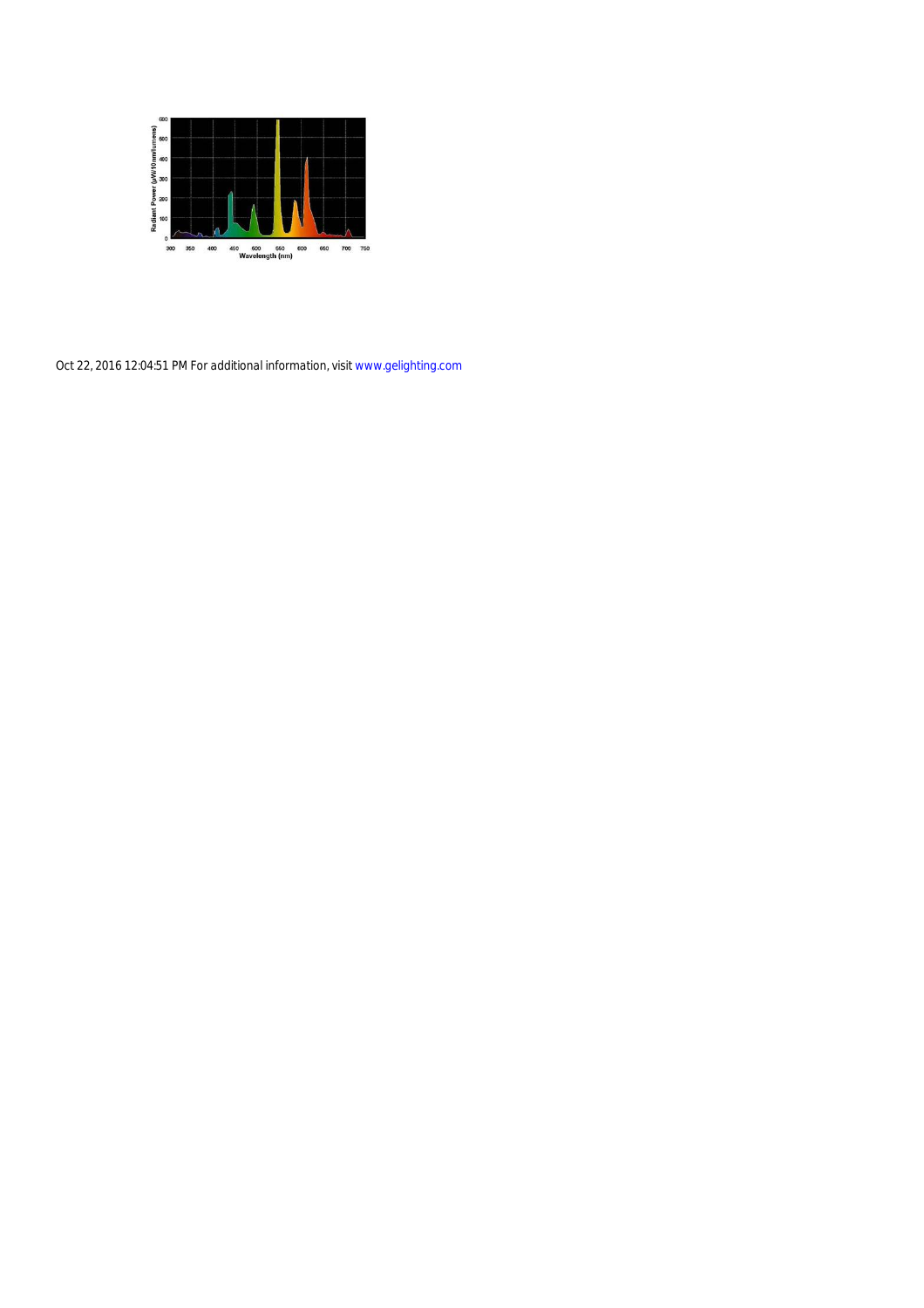Radiant Power (µW/10nm/lumens)

600
500
400
300
200
100
0

300 350 400 450 500 550 600 650 700 750

Wavelength (nm)

Oct 22, 2016 12:04:51 PM For additional information, visit www.gelighting.com